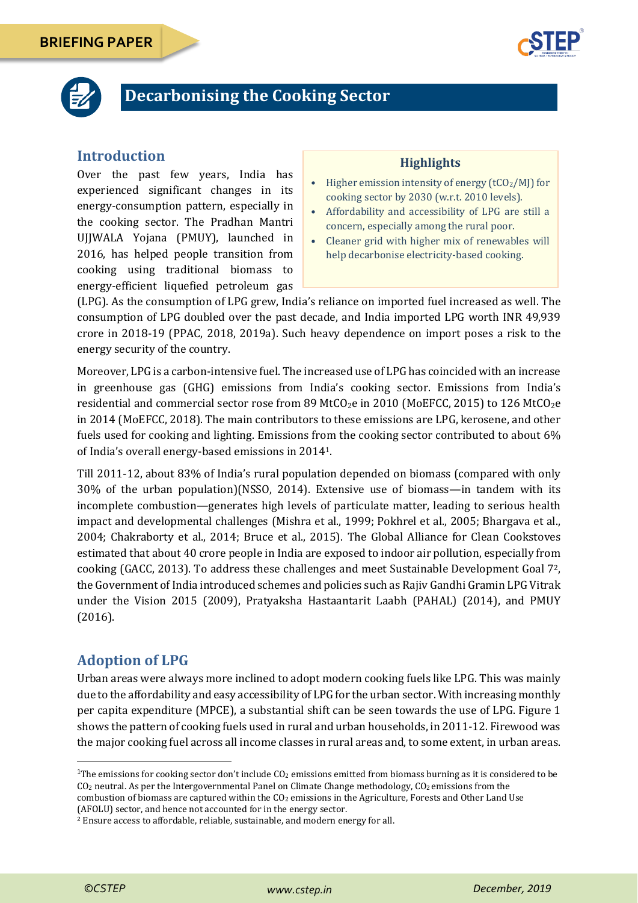BRIEFING PAPER

# Decarbonising the Cooking Sector

## Introduction

Over the past few years, India has experienced significant changes in its energy-consumption pattern, especially in the cooking sector. The Pradhan Mantri UJJWALA Yojana (PMUY), launched in 2016, has helped people transition from cooking using traditional biomass to energy-efficient liquefied petroleum gas (LPG). As the consumption of LPG grew, India's reliance on imported fuel increased as well. The consumption of LPG doubled over the past decade, and India imported LPG worth INR 49,939 crore in 2018-19 (PPAC, 2018, 2019a). Such heavy dependence on import poses a risk to the energy security of the country.

> **Highlights**
>
> - Higher emission intensity of energy ($tCO_2/MJ$) for cooking sector by 2030 (w.r.t. 2010 levels).
> - Affordability and accessibility of LPG are still a concern, especially among the rural poor.
> - Cleaner grid with higher mix of renewables will help decarbonise electricity-based cooking.

Moreover, LPG is a carbon-intensive fuel. The increased use of LPG has coincided with an increase in greenhouse gas (GHG) emissions from India's cooking sector. Emissions from India's residential and commercial sector rose from 89 $MtCO_2e$ in 2010 (MoEFCC, 2015) to 126 $MtCO_2e$ in 2014 (MoEFCC, 2018). The main contributors to these emissions are LPG, kerosene, and other fuels used for cooking and lighting. Emissions from the cooking sector contributed to about 6% of India's overall energy-based emissions in 2014[1].

Till 2011-12, about 83% of India's rural population depended on biomass (compared with only 30% of the urban population)(NSSO, 2014). Extensive use of biomass—in tandem with its incomplete combustion—generates high levels of particulate matter, leading to serious health impact and developmental challenges (Mishra et al., 1999; Pokhrel et al., 2005; Bhargava et al., 2004; Chakraborty et al., 2014; Bruce et al., 2015). The Global Alliance for Clean Cookstoves estimated that about 40 crore people in India are exposed to indoor air pollution, especially from cooking (GACC, 2013). To address these challenges and meet Sustainable Development Goal 7[2], the Government of India introduced schemes and policies such as Rajiv Gandhi Gramin LPG Vitrak under the Vision 2015 (2009), Pratyaksha Hastaantarit Laabh (PAHAL) (2014), and PMUY (2016).

## Adoption of LPG

Urban areas were always more inclined to adopt modern cooking fuels like LPG. This was mainly due to the affordability and easy accessibility of LPG for the urban sector. With increasing monthly per capita expenditure (MPCE), a substantial shift can be seen towards the use of LPG. Figure 1 shows the pattern of cooking fuels used in rural and urban households, in 2011-12. Firewood was the major cooking fuel across all income classes in rural areas and, to some extent, in urban areas.

---

[1] The emissions for cooking sector don't include $CO_2$ emissions emitted from biomass burning as it is considered to be $CO_2$ neutral. As per the Intergovernmental Panel on Climate Change methodology, $CO_2$ emissions from the combustion of biomass are captured within the $CO_2$ emissions in the Agriculture, Forests and Other Land Use (AFOLU) sector, and hence not accounted for in the energy sector.

[2] Ensure access to affordable, reliable, sustainable, and modern energy for all.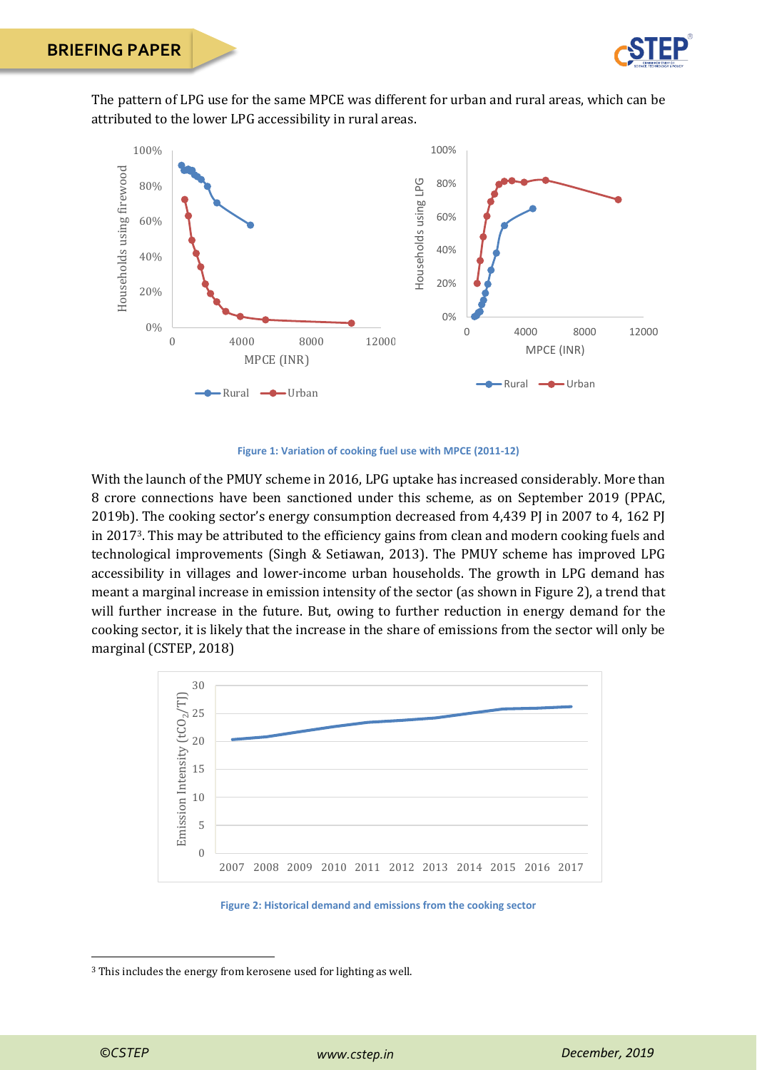The pattern of LPG use for the same MPCE was different for urban and rural areas, which can be attributed to the lower LPG accessibility in rural areas.

Figure 1: Variation of cooking fuel use with MPCE (2011-12)

With the launch of the PMUY scheme in 2016, LPG uptake has increased considerably. More than 8 crore connections have been sanctioned under this scheme, as on September 2019 (PPAC, 2019b). The cooking sector's energy consumption decreased from 4,439 PJ in 2007 to 4, 162 PJ in 2017[3]. This may be attributed to the efficiency gains from clean and modern cooking fuels and technological improvements (Singh & Setiawan, 2013). The PMUY scheme has improved LPG accessibility in villages and lower-income urban households. The growth in LPG demand has meant a marginal increase in emission intensity of the sector (as shown in Figure 2), a trend that will further increase in the future. But, owing to further reduction in energy demand for the cooking sector, it is likely that the increase in the share of emissions from the sector will only be marginal (CSTEP, 2018)

Figure 2: Historical demand and emissions from the cooking sector

[3] This includes the energy from kerosene used for lighting as well.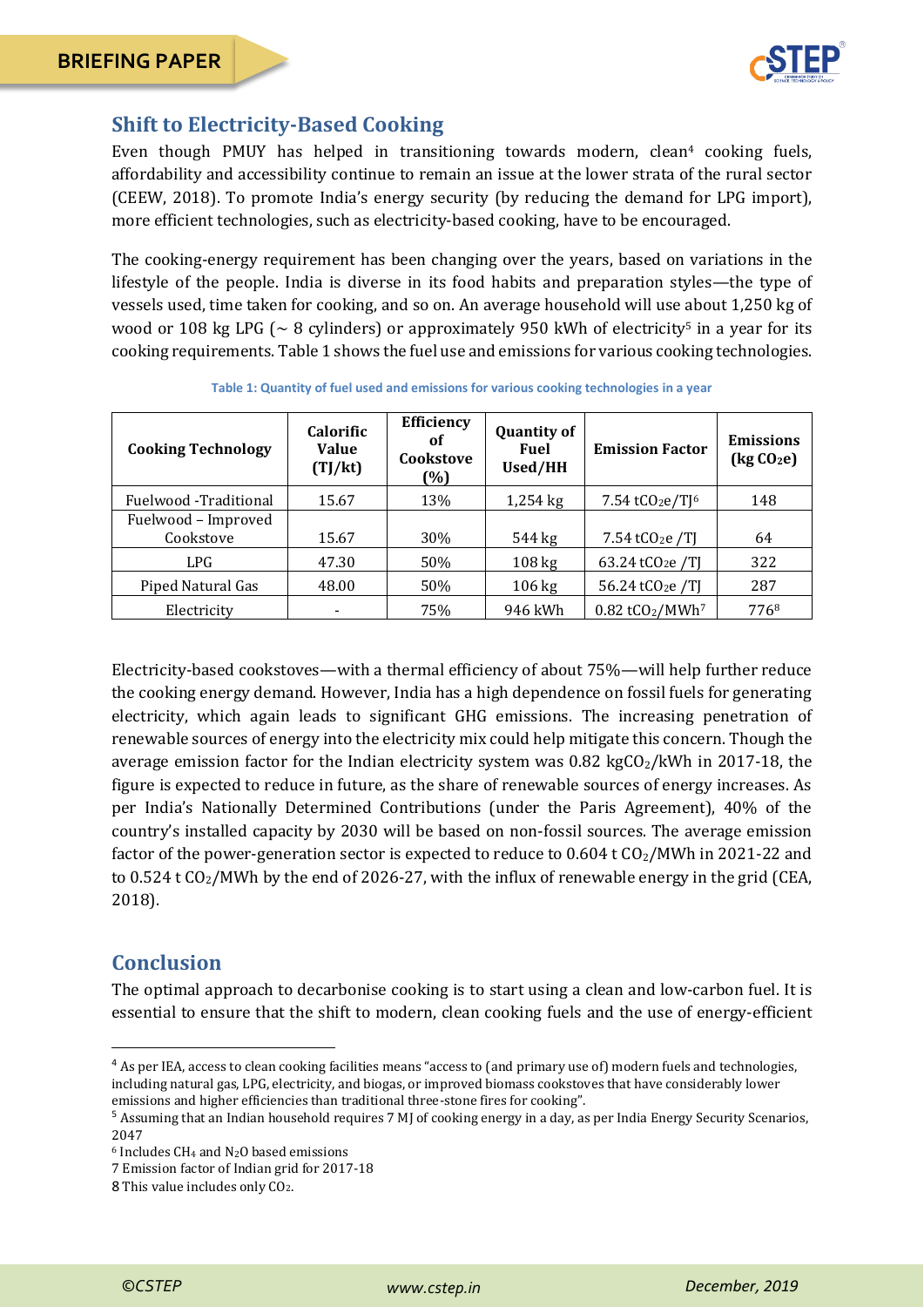## Shift to Electricity-Based Cooking

Even though PMUY has helped in transitioning towards modern, clean[4] cooking fuels, affordability and accessibility continue to remain an issue at the lower strata of the rural sector (CEEW, 2018). To promote India's energy security (by reducing the demand for LPG import), more efficient technologies, such as electricity-based cooking, have to be encouraged.

The cooking-energy requirement has been changing over the years, based on variations in the lifestyle of the people. India is diverse in its food habits and preparation styles—the type of vessels used, time taken for cooking, and so on. An average household will use about 1,250 kg of wood or 108 kg LPG (~ 8 cylinders) or approximately 950 kWh of electricity[5] in a year for its cooking requirements. Table 1 shows the fuel use and emissions for various cooking technologies.

**Table 1: Quantity of fuel used and emissions for various cooking technologies in a year**

| Cooking Technology | Calorific Value (TJ/kt) | Efficiency of Cookstove (%) | Quantity of Fuel Used/HH | Emission Factor | Emissions (kg $CO_2e$) |
|---|---|---|---|---|---|
| Fuelwood -Traditional | 15.67 | 13% | 1,254 kg | 7.54 $tCO_2e$/TJ[6] | 148 |
| Fuelwood – Improved Cookstove | 15.67 | 30% | 544 kg | 7.54 $tCO_2e$ /TJ | 64 |
| LPG | 47.30 | 50% | 108 kg | 63.24 $tCO_2e$ /TJ | 322 |
| Piped Natural Gas | 48.00 | 50% | 106 kg | 56.24 $tCO_2e$ /TJ | 287 |
| Electricity | - | 75% | 946 kWh | 0.82 $tCO_2$/MWh[7] | 776[8] |

Electricity-based cookstoves—with a thermal efficiency of about 75%—will help further reduce the cooking energy demand. However, India has a high dependence on fossil fuels for generating electricity, which again leads to significant GHG emissions. The increasing penetration of renewable sources of energy into the electricity mix could help mitigate this concern. Though the average emission factor for the Indian electricity system was 0.82 $kgCO_2$/kWh in 2017-18, the figure is expected to reduce in future, as the share of renewable sources of energy increases. As per India's Nationally Determined Contributions (under the Paris Agreement), 40% of the country's installed capacity by 2030 will be based on non-fossil sources. The average emission factor of the power-generation sector is expected to reduce to 0.604 t $CO_2$/MWh in 2021-22 and to 0.524 t $CO_2$/MWh by the end of 2026-27, with the influx of renewable energy in the grid (CEA, 2018).

## Conclusion

The optimal approach to decarbonise cooking is to start using a clean and low-carbon fuel. It is essential to ensure that the shift to modern, clean cooking fuels and the use of energy-efficient

---

[4] As per IEA, access to clean cooking facilities means "access to (and primary use of) modern fuels and technologies, including natural gas, LPG, electricity, and biogas, or improved biomass cookstoves that have considerably lower emissions and higher efficiencies than traditional three-stone fires for cooking".

[5] Assuming that an Indian household requires 7 MJ of cooking energy in a day, as per India Energy Security Scenarios, 2047

[6] Includes $CH_4$ and $N_2O$ based emissions

[7] Emission factor of Indian grid for 2017-18

[8] This value includes only $CO_2$.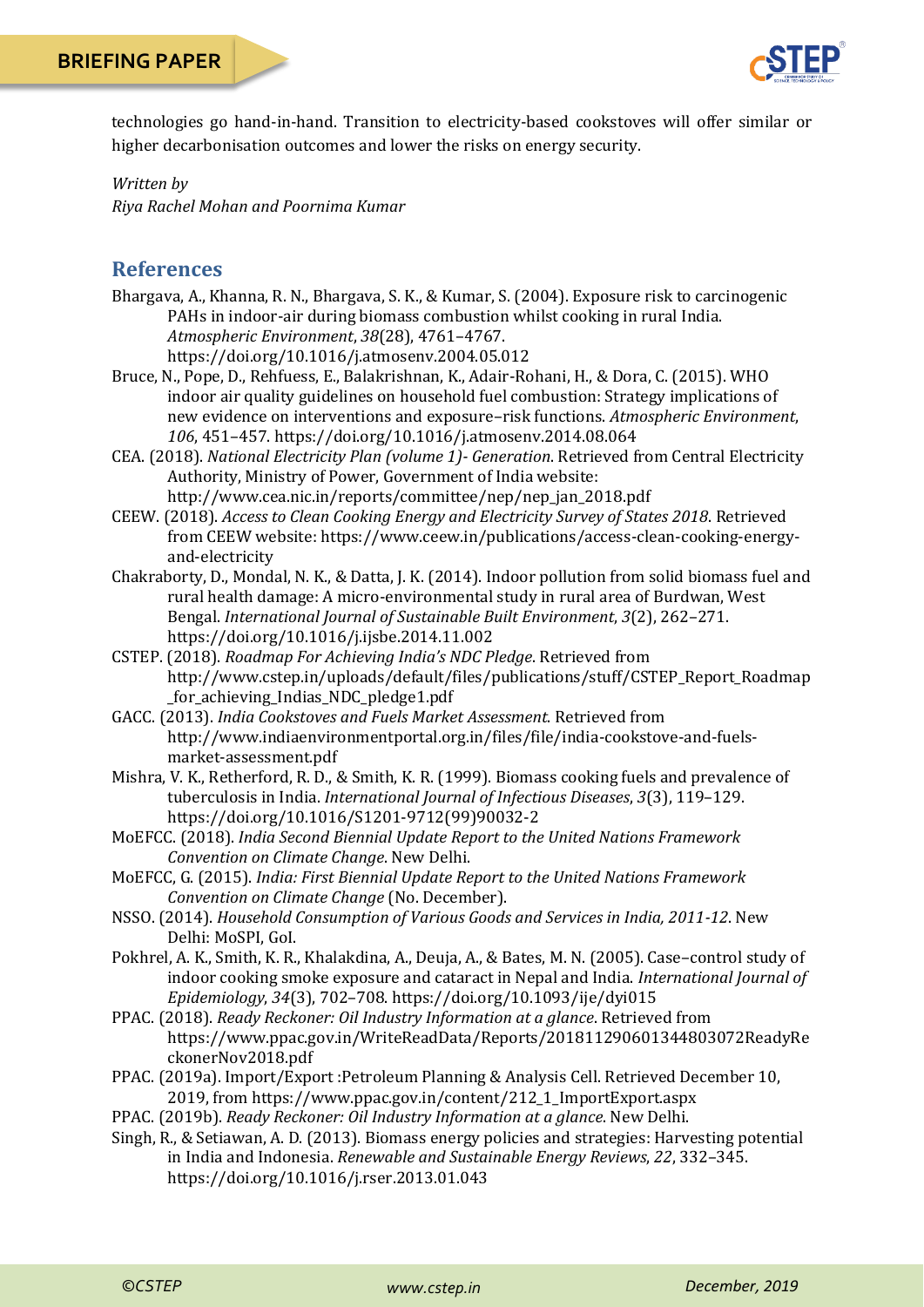technologies go hand-in-hand. Transition to electricity-based cookstoves will offer similar or higher decarbonisation outcomes and lower the risks on energy security.

*Written by*
*Riya Rachel Mohan and Poornima Kumar*

## References

Bhargava, A., Khanna, R. N., Bhargava, S. K., & Kumar, S. (2004). Exposure risk to carcinogenic PAHs in indoor-air during biomass combustion whilst cooking in rural India. *Atmospheric Environment*, *38*(28), 4761–4767. https://doi.org/10.1016/j.atmosenv.2004.05.012

Bruce, N., Pope, D., Rehfuess, E., Balakrishnan, K., Adair-Rohani, H., & Dora, C. (2015). WHO indoor air quality guidelines on household fuel combustion: Strategy implications of new evidence on interventions and exposure–risk functions. *Atmospheric Environment*, *106*, 451–457. https://doi.org/10.1016/j.atmosenv.2014.08.064

CEA. (2018). *National Electricity Plan (volume 1)- Generation*. Retrieved from Central Electricity Authority, Ministry of Power, Government of India website: http://www.cea.nic.in/reports/committee/nep/nep_jan_2018.pdf

CEEW. (2018). *Access to Clean Cooking Energy and Electricity Survey of States 2018*. Retrieved from CEEW website: https://www.ceew.in/publications/access-clean-cooking-energy-and-electricity

Chakraborty, D., Mondal, N. K., & Datta, J. K. (2014). Indoor pollution from solid biomass fuel and rural health damage: A micro-environmental study in rural area of Burdwan, West Bengal. *International Journal of Sustainable Built Environment*, *3*(2), 262–271. https://doi.org/10.1016/j.ijsbe.2014.11.002

CSTEP. (2018). *Roadmap For Achieving India's NDC Pledge*. Retrieved from http://www.cstep.in/uploads/default/files/publications/stuff/CSTEP_Report_Roadmap_for_achieving_Indias_NDC_pledge1.pdf

GACC. (2013). *India Cookstoves and Fuels Market Assessment*. Retrieved from http://www.indiaenvironmentportal.org.in/files/file/india-cookstove-and-fuels-market-assessment.pdf

Mishra, V. K., Retherford, R. D., & Smith, K. R. (1999). Biomass cooking fuels and prevalence of tuberculosis in India. *International Journal of Infectious Diseases*, *3*(3), 119–129. https://doi.org/10.1016/S1201-9712(99)90032-2

MoEFCC. (2018). *India Second Biennial Update Report to the United Nations Framework Convention on Climate Change*. New Delhi.

MoEFCC, G. (2015). *India: First Biennial Update Report to the United Nations Framework Convention on Climate Change* (No. December).

NSSO. (2014). *Household Consumption of Various Goods and Services in India, 2011-12*. New Delhi: MoSPI, GoI.

Pokhrel, A. K., Smith, K. R., Khalakdina, A., Deuja, A., & Bates, M. N. (2005). Case–control study of indoor cooking smoke exposure and cataract in Nepal and India. *International Journal of Epidemiology*, *34*(3), 702–708. https://doi.org/10.1093/ije/dyi015

PPAC. (2018). *Ready Reckoner: Oil Industry Information at a glance*. Retrieved from https://www.ppac.gov.in/WriteReadData/Reports/201811290601344803072ReadyReckonerNov2018.pdf

PPAC. (2019a). Import/Export :Petroleum Planning & Analysis Cell. Retrieved December 10, 2019, from https://www.ppac.gov.in/content/212_1_ImportExport.aspx

PPAC. (2019b). *Ready Reckoner: Oil Industry Information at a glance*. New Delhi.

Singh, R., & Setiawan, A. D. (2013). Biomass energy policies and strategies: Harvesting potential in India and Indonesia. *Renewable and Sustainable Energy Reviews*, *22*, 332–345. https://doi.org/10.1016/j.rser.2013.01.043